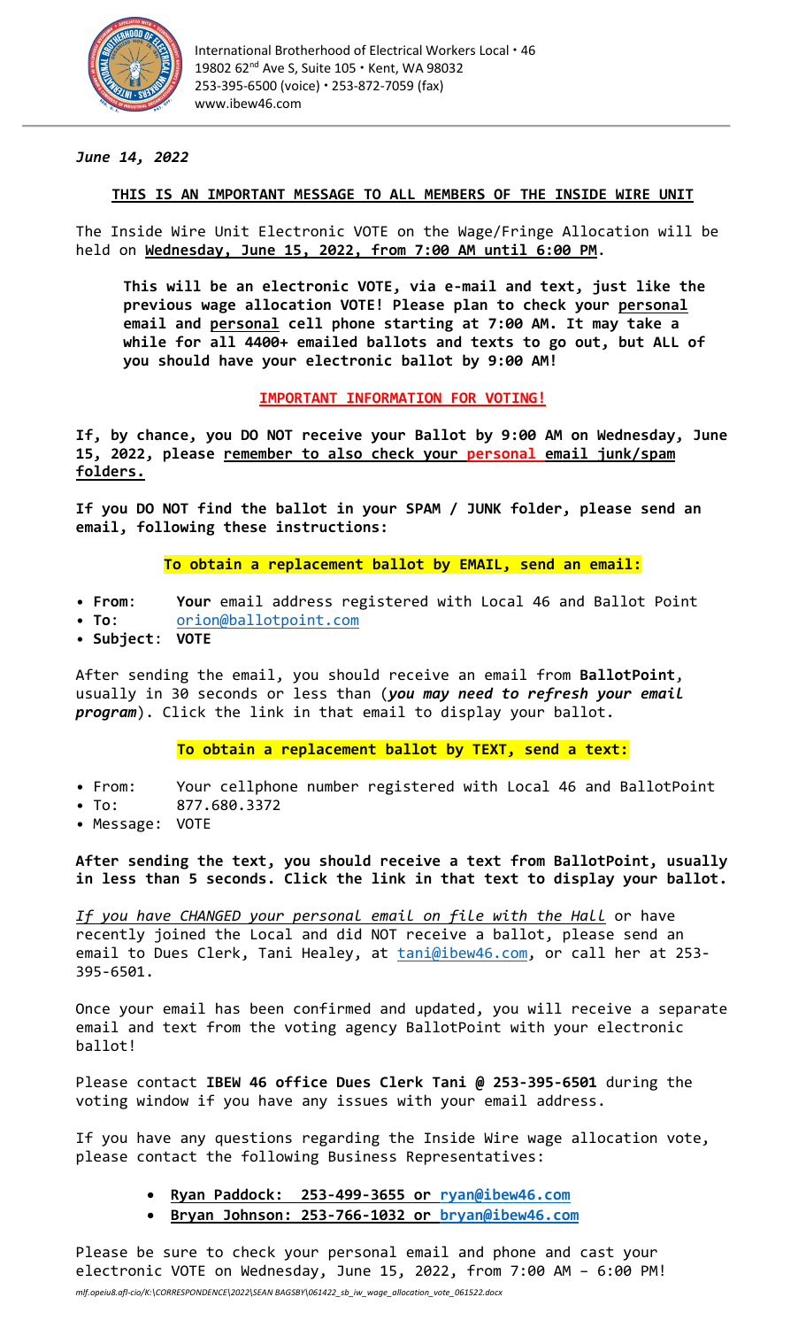International Brotherhood of Electrical Workers Local • 46
19802 62nd Ave S, Suite 105 • Kent, WA 98032
253-395-6500 (voice) • 253-872-7059 (fax)
www.ibew46.com

*June 14, 2022*

**THIS IS AN IMPORTANT MESSAGE TO ALL MEMBERS OF THE INSIDE WIRE UNIT**

The Inside Wire Unit Electronic VOTE on the Wage/Fringe Allocation will be held on **Wednesday, June 15, 2022, from 7:00 AM until 6:00 PM**.

> **This will be an electronic VOTE, via e-mail and text, just like the previous wage allocation VOTE! Please plan to check your personal email and personal cell phone starting at 7:00 AM. It may take a while for all 4400+ emailed ballots and texts to go out, but ALL of you should have your electronic ballot by 9:00 AM!**

**IMPORTANT INFORMATION FOR VOTING!**

**If, by chance, you DO NOT receive your Ballot by 9:00 AM on Wednesday, June 15, 2022, please remember to also check your personal email junk/spam folders.**

**If you DO NOT find the ballot in your SPAM / JUNK folder, please send an email, following these instructions:**

**To obtain a replacement ballot by EMAIL, send an email:**

- **From**: **Your** email address registered with Local 46 and Ballot Point
- **To**: orion@ballotpoint.com
- **Subject**: **VOTE**

After sending the email, you should receive an email from **BallotPoint**, usually in 30 seconds or less than (***you may need to refresh your email program***). Click the link in that email to display your ballot.

**To obtain a replacement ballot by TEXT, send a text:**

- From: Your cellphone number registered with Local 46 and BallotPoint
- To: 877.680.3372
- Message: VOTE

**After sending the text, you should receive a text from BallotPoint, usually in less than 5 seconds. Click the link in that text to display your ballot.**

*If you have CHANGED your personal email on file with the Hall* or have recently joined the Local and did NOT receive a ballot, please send an email to Dues Clerk, Tani Healey, at tani@ibew46.com, or call her at 253-395-6501.

Once your email has been confirmed and updated, you will receive a separate email and text from the voting agency BallotPoint with your electronic ballot!

Please contact **IBEW 46 office Dues Clerk Tani @ 253-395-6501** during the voting window if you have any issues with your email address.

If you have any questions regarding the Inside Wire wage allocation vote, please contact the following Business Representatives:

- **Ryan Paddock: 253-499-3655 or ryan@ibew46.com**
- **Bryan Johnson: 253-766-1032 or bryan@ibew46.com**

Please be sure to check your personal email and phone and cast your electronic VOTE on Wednesday, June 15, 2022, from 7:00 AM – 6:00 PM!

*mlf.opeiu8.afl-cio/K:\CORRESPONDENCE\2022\SEAN BAGSBY\061422_sb_iw_wage_allocation_vote_061522.docx*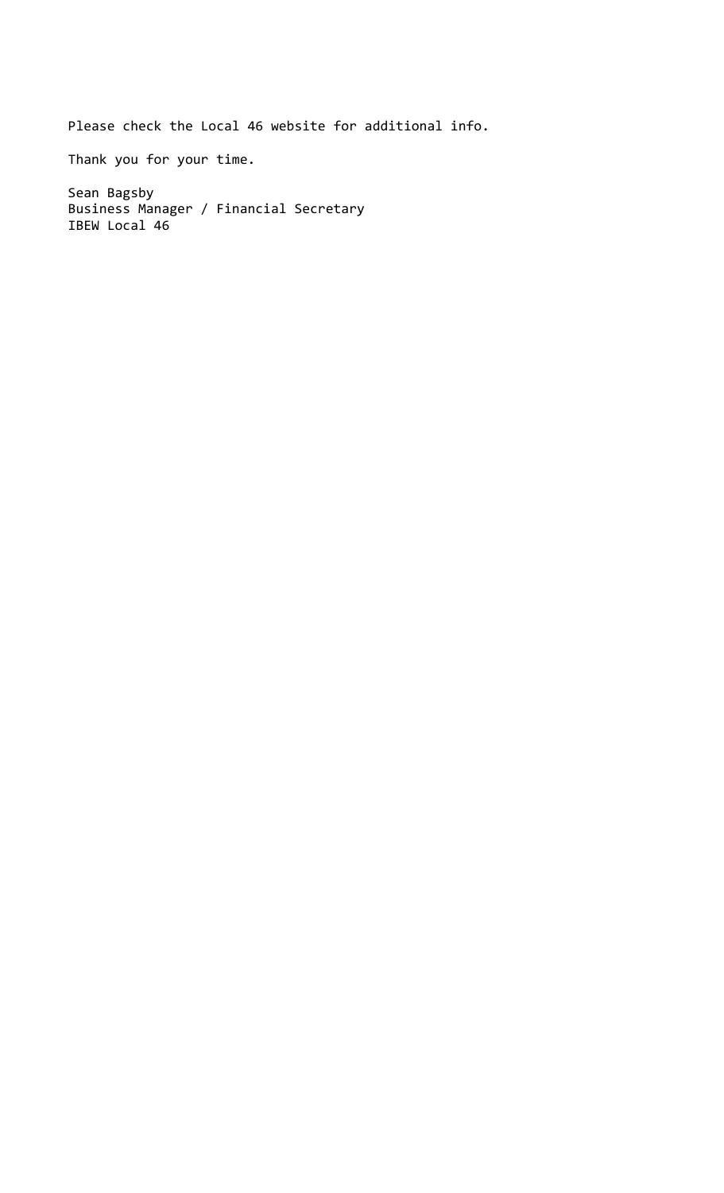Please check the Local 46 website for additional info.

Thank you for your time.

Sean Bagsby  
Business Manager / Financial Secretary  
IBEW Local 46